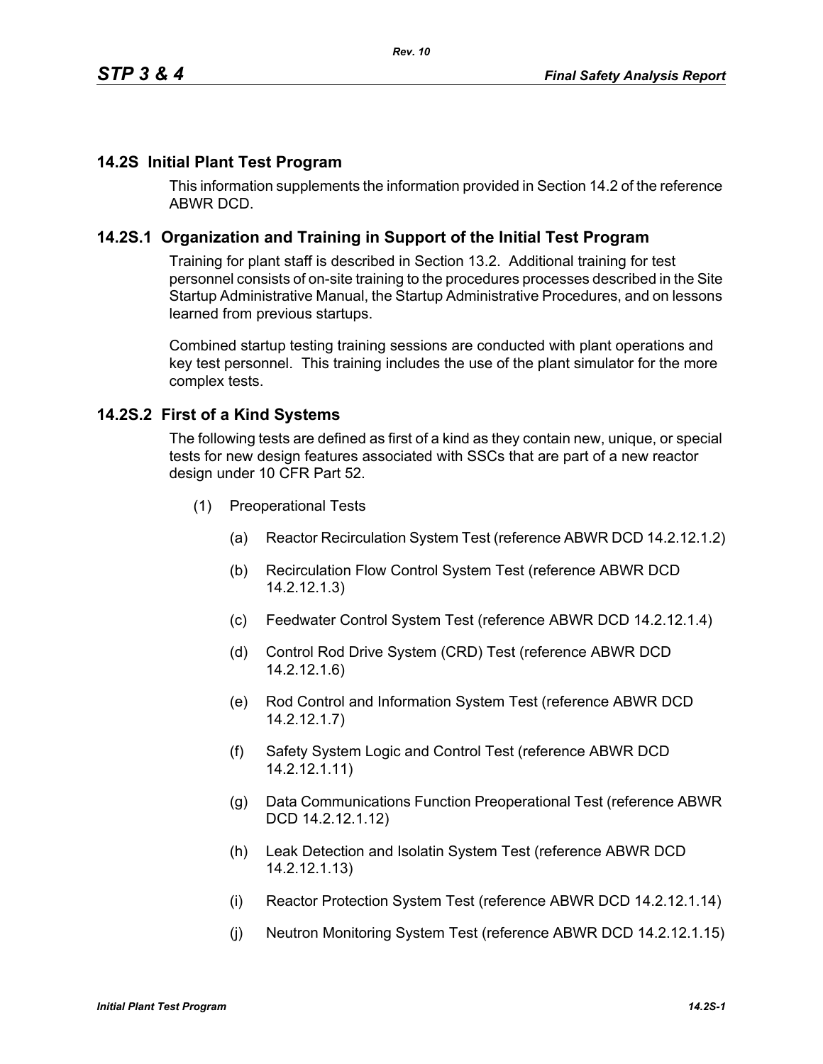## 14.2S Initial Plant Test Program

This information supplements the information provided in Section 14.2 of the reference ABWR DCD.

## 14.2S.1 Organization and Training in Support of the Initial Test Program

Training for plant staff is described in Section 13.2. Additional training for test personnel consists of on-site training to the procedures processes described in the Site Startup Administrative Manual, the Startup Administrative Procedures, and on lessons learned from previous startups.

Combined startup testing training sessions are conducted with plant operations and key test personnel. This training includes the use of the plant simulator for the more complex tests.

## 14.2S.2 First of a Kind Systems

The following tests are defined as first of a kind as they contain new, unique, or special tests for new design features associated with SSCs that are part of a new reactor design under 10 CFR Part 52.

(1) Preoperational Tests

  (a) Reactor Recirculation System Test (reference ABWR DCD 14.2.12.1.2)

  (b) Recirculation Flow Control System Test (reference ABWR DCD 14.2.12.1.3)

  (c) Feedwater Control System Test (reference ABWR DCD 14.2.12.1.4)

  (d) Control Rod Drive System (CRD) Test (reference ABWR DCD 14.2.12.1.6)

  (e) Rod Control and Information System Test (reference ABWR DCD 14.2.12.1.7)

  (f) Safety System Logic and Control Test (reference ABWR DCD 14.2.12.1.11)

  (g) Data Communications Function Preoperational Test (reference ABWR DCD 14.2.12.1.12)

  (h) Leak Detection and Isolatin System Test (reference ABWR DCD 14.2.12.1.13)

  (i) Reactor Protection System Test (reference ABWR DCD 14.2.12.1.14)

  (j) Neutron Monitoring System Test (reference ABWR DCD 14.2.12.1.15)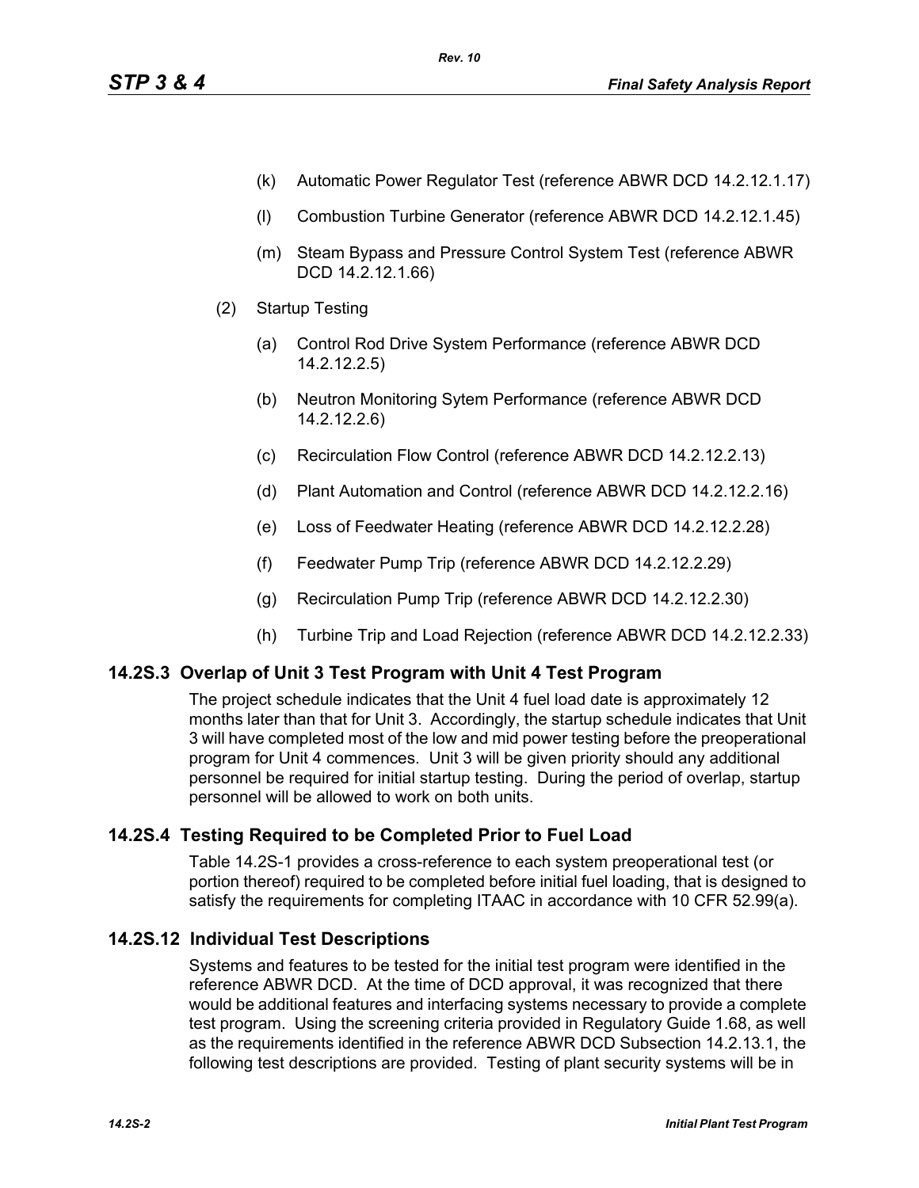(k) Automatic Power Regulator Test (reference ABWR DCD 14.2.12.1.17)

(l) Combustion Turbine Generator (reference ABWR DCD 14.2.12.1.45)

(m) Steam Bypass and Pressure Control System Test (reference ABWR DCD 14.2.12.1.66)

(2) Startup Testing

(a) Control Rod Drive System Performance (reference ABWR DCD 14.2.12.2.5)

(b) Neutron Monitoring Sytem Performance (reference ABWR DCD 14.2.12.2.6)

(c) Recirculation Flow Control (reference ABWR DCD 14.2.12.2.13)

(d) Plant Automation and Control (reference ABWR DCD 14.2.12.2.16)

(e) Loss of Feedwater Heating (reference ABWR DCD 14.2.12.2.28)

(f) Feedwater Pump Trip (reference ABWR DCD 14.2.12.2.29)

(g) Recirculation Pump Trip (reference ABWR DCD 14.2.12.2.30)

(h) Turbine Trip and Load Rejection (reference ABWR DCD 14.2.12.2.33)

## 14.2S.3 Overlap of Unit 3 Test Program with Unit 4 Test Program

The project schedule indicates that the Unit 4 fuel load date is approximately 12 months later than that for Unit 3. Accordingly, the startup schedule indicates that Unit 3 will have completed most of the low and mid power testing before the preoperational program for Unit 4 commences. Unit 3 will be given priority should any additional personnel be required for initial startup testing. During the period of overlap, startup personnel will be allowed to work on both units.

## 14.2S.4 Testing Required to be Completed Prior to Fuel Load

Table 14.2S-1 provides a cross-reference to each system preoperational test (or portion thereof) required to be completed before initial fuel loading, that is designed to satisfy the requirements for completing ITAAC in accordance with 10 CFR 52.99(a).

## 14.2S.12 Individual Test Descriptions

Systems and features to be tested for the initial test program were identified in the reference ABWR DCD. At the time of DCD approval, it was recognized that there would be additional features and interfacing systems necessary to provide a complete test program. Using the screening criteria provided in Regulatory Guide 1.68, as well as the requirements identified in the reference ABWR DCD Subsection 14.2.13.1, the following test descriptions are provided. Testing of plant security systems will be in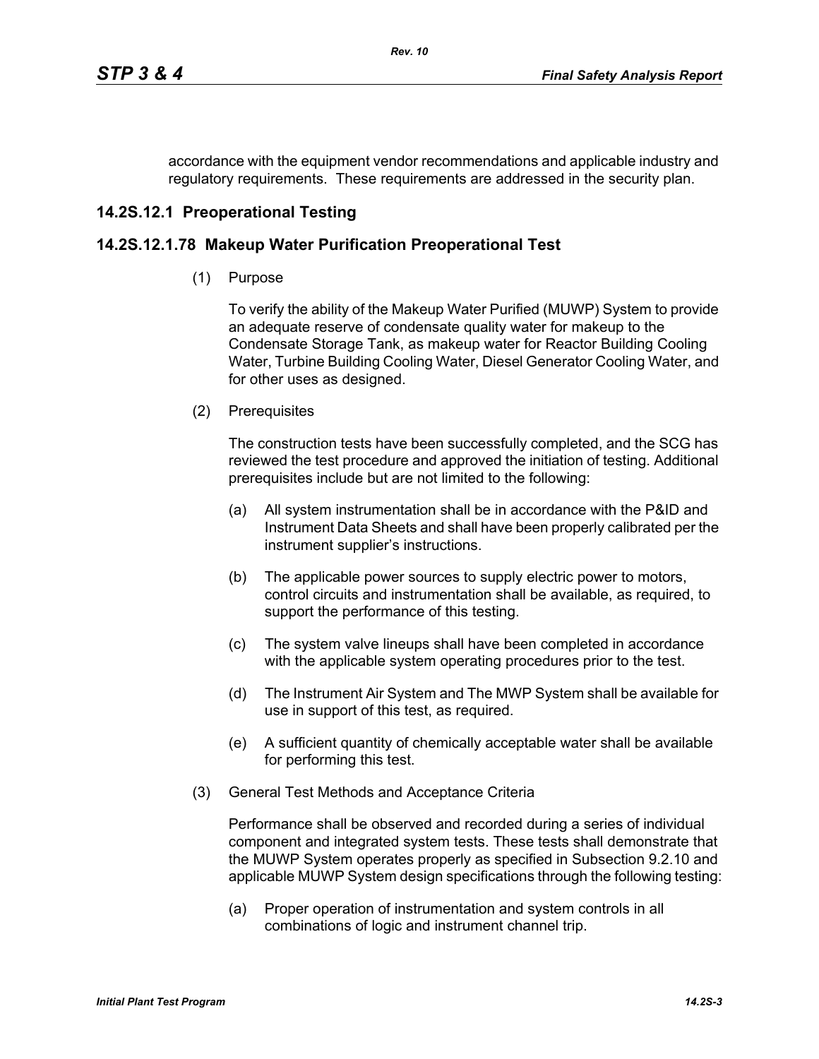accordance with the equipment vendor recommendations and applicable industry and regulatory requirements. These requirements are addressed in the security plan.

## 14.2S.12.1 Preoperational Testing

### 14.2S.12.1.78 Makeup Water Purification Preoperational Test

(1) Purpose

To verify the ability of the Makeup Water Purified (MUWP) System to provide an adequate reserve of condensate quality water for makeup to the Condensate Storage Tank, as makeup water for Reactor Building Cooling Water, Turbine Building Cooling Water, Diesel Generator Cooling Water, and for other uses as designed.

(2) Prerequisites

The construction tests have been successfully completed, and the SCG has reviewed the test procedure and approved the initiation of testing. Additional prerequisites include but are not limited to the following:

(a) All system instrumentation shall be in accordance with the P&ID and Instrument Data Sheets and shall have been properly calibrated per the instrument supplier's instructions.

(b) The applicable power sources to supply electric power to motors, control circuits and instrumentation shall be available, as required, to support the performance of this testing.

(c) The system valve lineups shall have been completed in accordance with the applicable system operating procedures prior to the test.

(d) The Instrument Air System and The MWP System shall be available for use in support of this test, as required.

(e) A sufficient quantity of chemically acceptable water shall be available for performing this test.

(3) General Test Methods and Acceptance Criteria

Performance shall be observed and recorded during a series of individual component and integrated system tests. These tests shall demonstrate that the MUWP System operates properly as specified in Subsection 9.2.10 and applicable MUWP System design specifications through the following testing:

(a) Proper operation of instrumentation and system controls in all combinations of logic and instrument channel trip.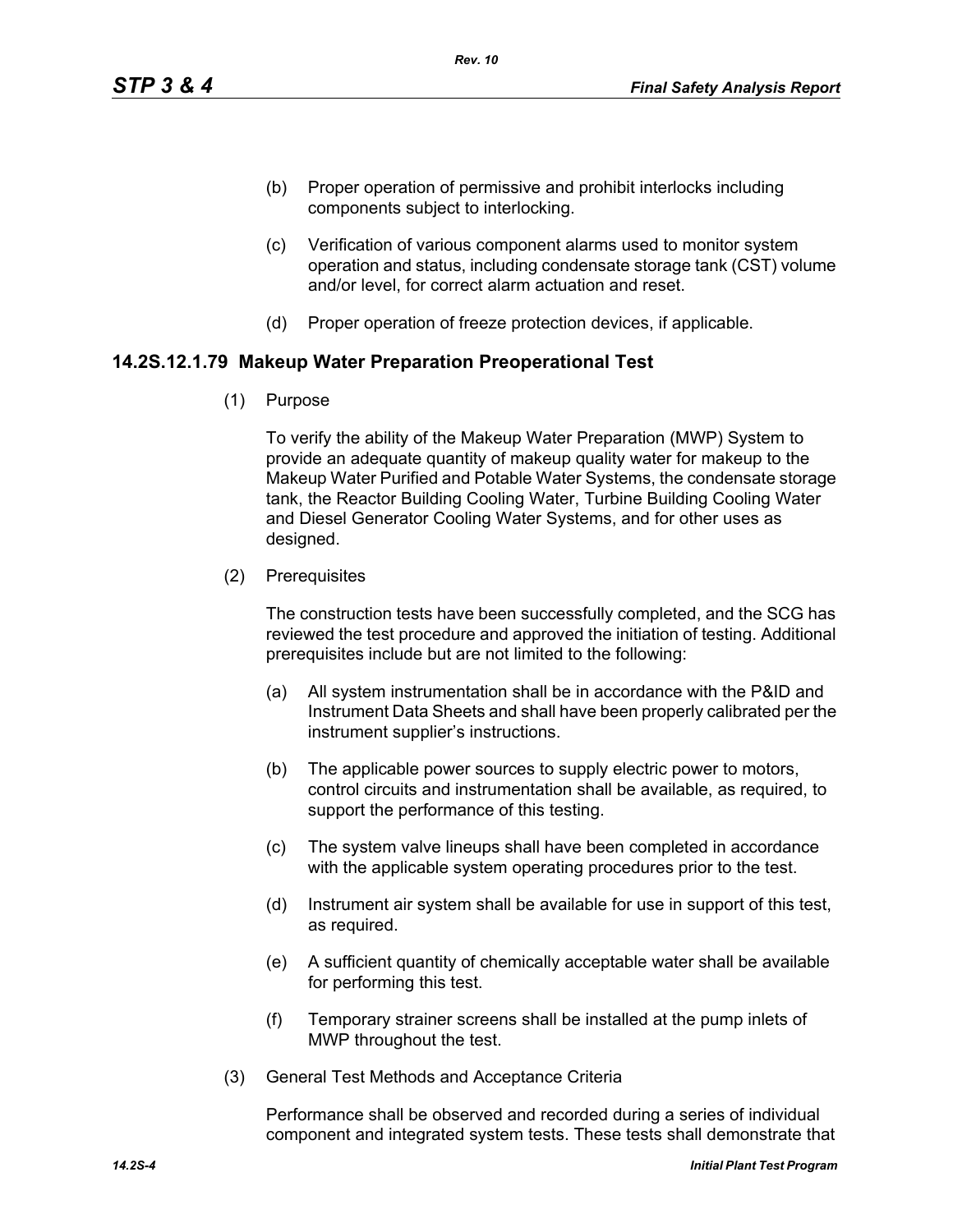(b) Proper operation of permissive and prohibit interlocks including components subject to interlocking.

(c) Verification of various component alarms used to monitor system operation and status, including condensate storage tank (CST) volume and/or level, for correct alarm actuation and reset.

(d) Proper operation of freeze protection devices, if applicable.

### 14.2S.12.1.79 Makeup Water Preparation Preoperational Test

(1) Purpose

To verify the ability of the Makeup Water Preparation (MWP) System to provide an adequate quantity of makeup quality water for makeup to the Makeup Water Purified and Potable Water Systems, the condensate storage tank, the Reactor Building Cooling Water, Turbine Building Cooling Water and Diesel Generator Cooling Water Systems, and for other uses as designed.

(2) Prerequisites

The construction tests have been successfully completed, and the SCG has reviewed the test procedure and approved the initiation of testing. Additional prerequisites include but are not limited to the following:

(a) All system instrumentation shall be in accordance with the P&ID and Instrument Data Sheets and shall have been properly calibrated per the instrument supplier's instructions.

(b) The applicable power sources to supply electric power to motors, control circuits and instrumentation shall be available, as required, to support the performance of this testing.

(c) The system valve lineups shall have been completed in accordance with the applicable system operating procedures prior to the test.

(d) Instrument air system shall be available for use in support of this test, as required.

(e) A sufficient quantity of chemically acceptable water shall be available for performing this test.

(f) Temporary strainer screens shall be installed at the pump inlets of MWP throughout the test.

(3) General Test Methods and Acceptance Criteria

Performance shall be observed and recorded during a series of individual component and integrated system tests. These tests shall demonstrate that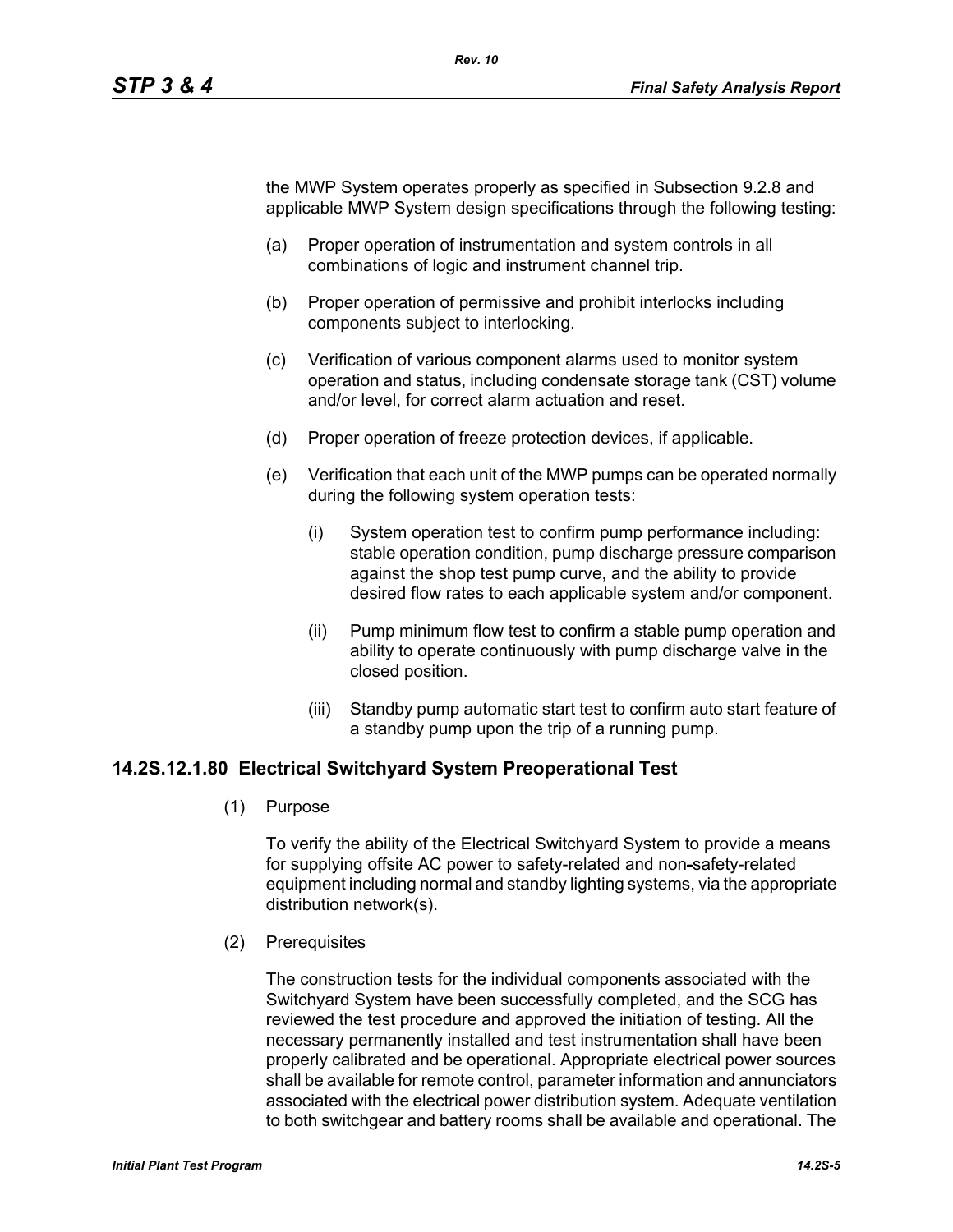the MWP System operates properly as specified in Subsection 9.2.8 and applicable MWP System design specifications through the following testing:

(a) Proper operation of instrumentation and system controls in all combinations of logic and instrument channel trip.

(b) Proper operation of permissive and prohibit interlocks including components subject to interlocking.

(c) Verification of various component alarms used to monitor system operation and status, including condensate storage tank (CST) volume and/or level, for correct alarm actuation and reset.

(d) Proper operation of freeze protection devices, if applicable.

(e) Verification that each unit of the MWP pumps can be operated normally during the following system operation tests:

   (i) System operation test to confirm pump performance including: stable operation condition, pump discharge pressure comparison against the shop test pump curve, and the ability to provide desired flow rates to each applicable system and/or component.

   (ii) Pump minimum flow test to confirm a stable pump operation and ability to operate continuously with pump discharge valve in the closed position.

   (iii) Standby pump automatic start test to confirm auto start feature of a standby pump upon the trip of a running pump.

### 14.2S.12.1.80 Electrical Switchyard System Preoperational Test

(1) Purpose

To verify the ability of the Electrical Switchyard System to provide a means for supplying offsite AC power to safety-related and non-safety-related equipment including normal and standby lighting systems, via the appropriate distribution network(s).

(2) Prerequisites

The construction tests for the individual components associated with the Switchyard System have been successfully completed, and the SCG has reviewed the test procedure and approved the initiation of testing. All the necessary permanently installed and test instrumentation shall have been properly calibrated and be operational. Appropriate electrical power sources shall be available for remote control, parameter information and annunciators associated with the electrical power distribution system. Adequate ventilation to both switchgear and battery rooms shall be available and operational. The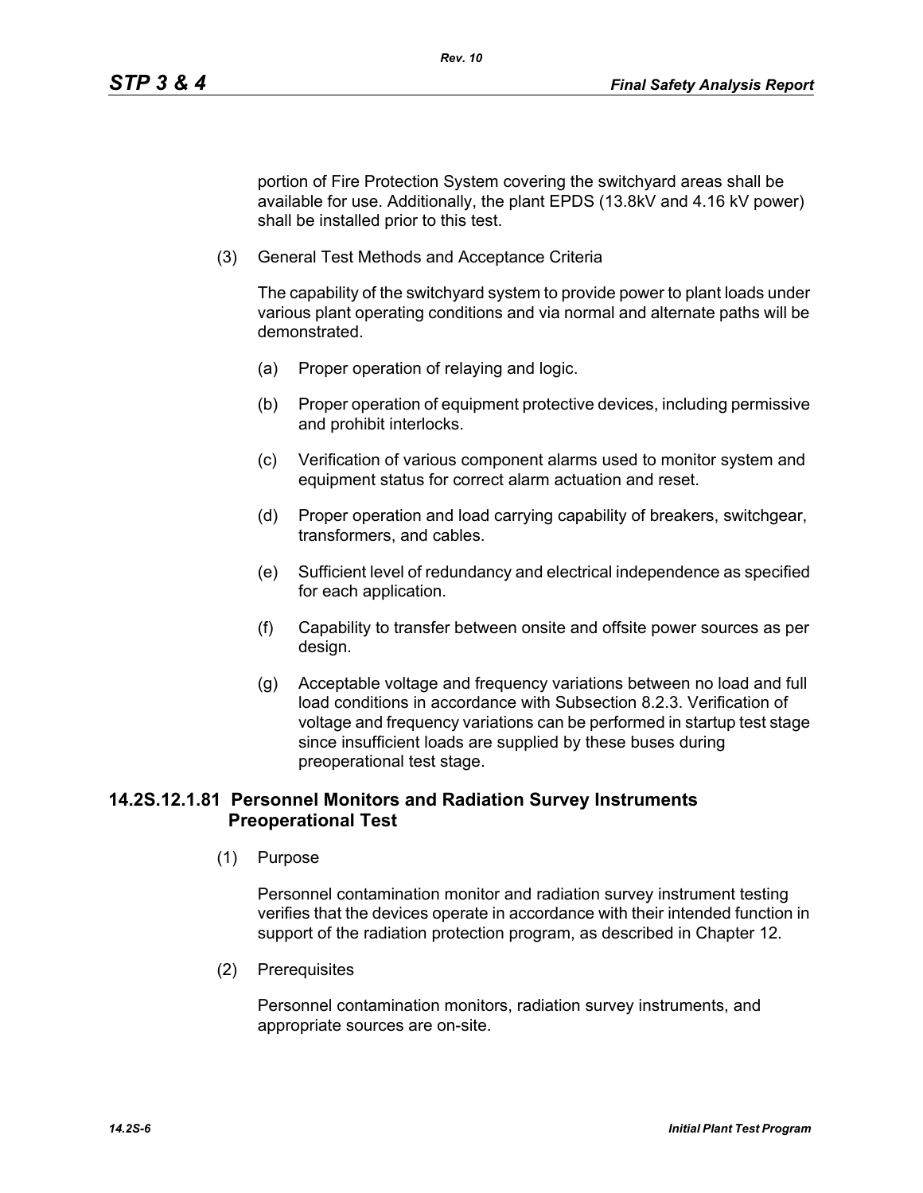portion of Fire Protection System covering the switchyard areas shall be available for use. Additionally, the plant EPDS (13.8kV and 4.16 kV power) shall be installed prior to this test.

(3) General Test Methods and Acceptance Criteria

The capability of the switchyard system to provide power to plant loads under various plant operating conditions and via normal and alternate paths will be demonstrated.

(a) Proper operation of relaying and logic.

(b) Proper operation of equipment protective devices, including permissive and prohibit interlocks.

(c) Verification of various component alarms used to monitor system and equipment status for correct alarm actuation and reset.

(d) Proper operation and load carrying capability of breakers, switchgear, transformers, and cables.

(e) Sufficient level of redundancy and electrical independence as specified for each application.

(f) Capability to transfer between onsite and offsite power sources as per design.

(g) Acceptable voltage and frequency variations between no load and full load conditions in accordance with Subsection 8.2.3. Verification of voltage and frequency variations can be performed in startup test stage since insufficient loads are supplied by these buses during preoperational test stage.

### 14.2S.12.1.81 Personnel Monitors and Radiation Survey Instruments Preoperational Test

(1) Purpose

Personnel contamination monitor and radiation survey instrument testing verifies that the devices operate in accordance with their intended function in support of the radiation protection program, as described in Chapter 12.

(2) Prerequisites

Personnel contamination monitors, radiation survey instruments, and appropriate sources are on-site.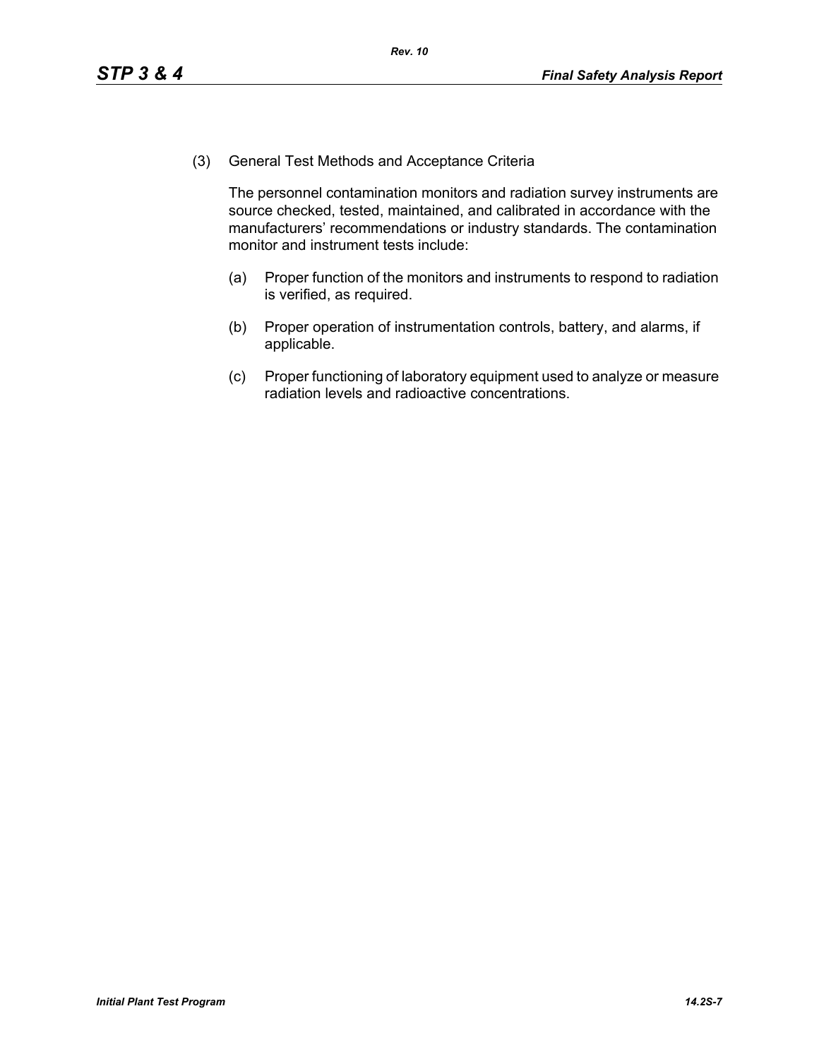(3) General Test Methods and Acceptance Criteria

The personnel contamination monitors and radiation survey instruments are source checked, tested, maintained, and calibrated in accordance with the manufacturers' recommendations or industry standards. The contamination monitor and instrument tests include:

(a) Proper function of the monitors and instruments to respond to radiation is verified, as required.

(b) Proper operation of instrumentation controls, battery, and alarms, if applicable.

(c) Proper functioning of laboratory equipment used to analyze or measure radiation levels and radioactive concentrations.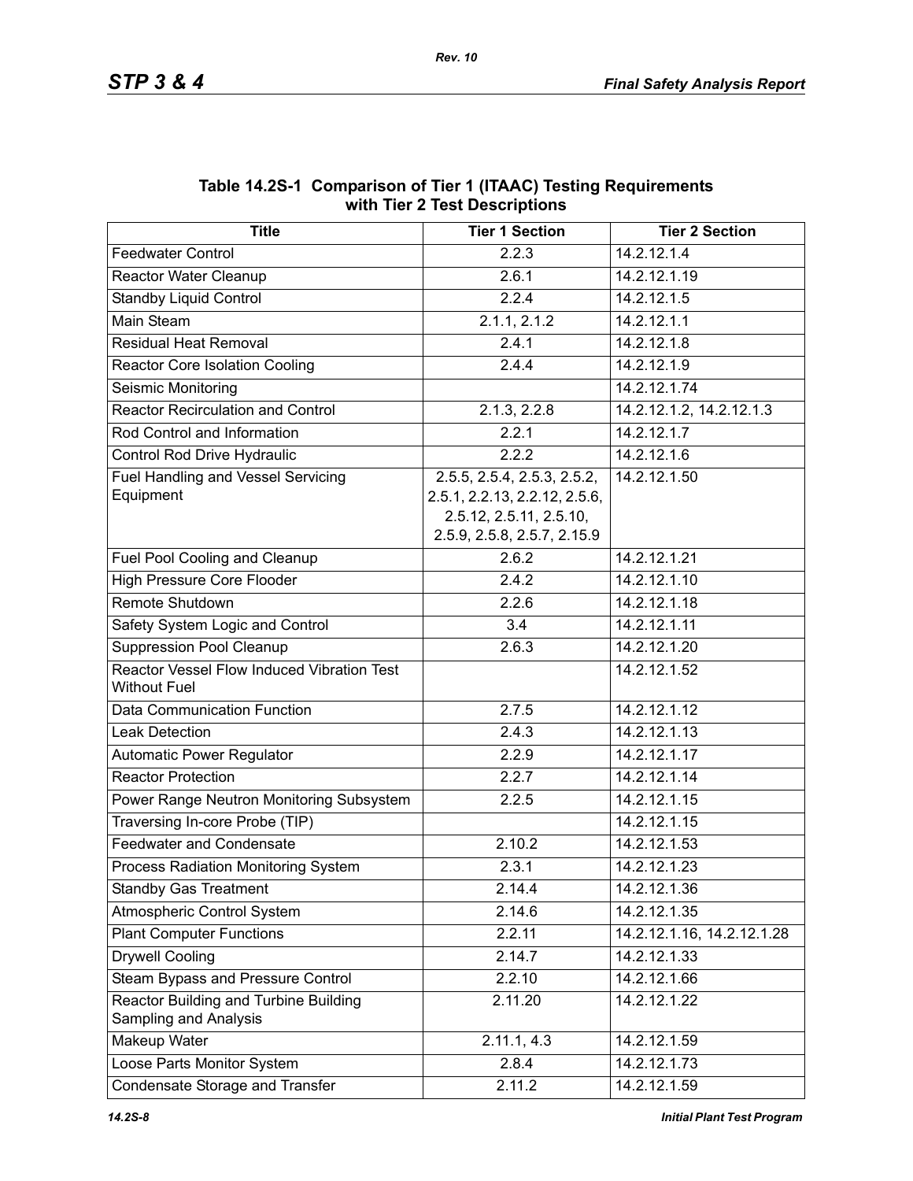**Table 14.2S-1 Comparison of Tier 1 (ITAAC) Testing Requirements with Tier 2 Test Descriptions**

| Title | Tier 1 Section | Tier 2 Section |
|---|---|---|
| Feedwater Control | 2.2.3 | 14.2.12.1.4 |
| Reactor Water Cleanup | 2.6.1 | 14.2.12.1.19 |
| Standby Liquid Control | 2.2.4 | 14.2.12.1.5 |
| Main Steam | 2.1.1, 2.1.2 | 14.2.12.1.1 |
| Residual Heat Removal | 2.4.1 | 14.2.12.1.8 |
| Reactor Core Isolation Cooling | 2.4.4 | 14.2.12.1.9 |
| Seismic Monitoring | | 14.2.12.1.74 |
| Reactor Recirculation and Control | 2.1.3, 2.2.8 | 14.2.12.1.2, 14.2.12.1.3 |
| Rod Control and Information | 2.2.1 | 14.2.12.1.7 |
| Control Rod Drive Hydraulic | 2.2.2 | 14.2.12.1.6 |
| Fuel Handling and Vessel Servicing Equipment | 2.5.5, 2.5.4, 2.5.3, 2.5.2, 2.5.1, 2.2.13, 2.2.12, 2.5.6, 2.5.12, 2.5.11, 2.5.10, 2.5.9, 2.5.8, 2.5.7, 2.15.9 | 14.2.12.1.50 |
| Fuel Pool Cooling and Cleanup | 2.6.2 | 14.2.12.1.21 |
| High Pressure Core Flooder | 2.4.2 | 14.2.12.1.10 |
| Remote Shutdown | 2.2.6 | 14.2.12.1.18 |
| Safety System Logic and Control | 3.4 | 14.2.12.1.11 |
| Suppression Pool Cleanup | 2.6.3 | 14.2.12.1.20 |
| Reactor Vessel Flow Induced Vibration Test Without Fuel | | 14.2.12.1.52 |
| Data Communication Function | 2.7.5 | 14.2.12.1.12 |
| Leak Detection | 2.4.3 | 14.2.12.1.13 |
| Automatic Power Regulator | 2.2.9 | 14.2.12.1.17 |
| Reactor Protection | 2.2.7 | 14.2.12.1.14 |
| Power Range Neutron Monitoring Subsystem | 2.2.5 | 14.2.12.1.15 |
| Traversing In-core Probe (TIP) | | 14.2.12.1.15 |
| Feedwater and Condensate | 2.10.2 | 14.2.12.1.53 |
| Process Radiation Monitoring System | 2.3.1 | 14.2.12.1.23 |
| Standby Gas Treatment | 2.14.4 | 14.2.12.1.36 |
| Atmospheric Control System | 2.14.6 | 14.2.12.1.35 |
| Plant Computer Functions | 2.2.11 | 14.2.12.1.16, 14.2.12.1.28 |
| Drywell Cooling | 2.14.7 | 14.2.12.1.33 |
| Steam Bypass and Pressure Control | 2.2.10 | 14.2.12.1.66 |
| Reactor Building and Turbine Building Sampling and Analysis | 2.11.20 | 14.2.12.1.22 |
| Makeup Water | 2.11.1, 4.3 | 14.2.12.1.59 |
| Loose Parts Monitor System | 2.8.4 | 14.2.12.1.73 |
| Condensate Storage and Transfer | 2.11.2 | 14.2.12.1.59 |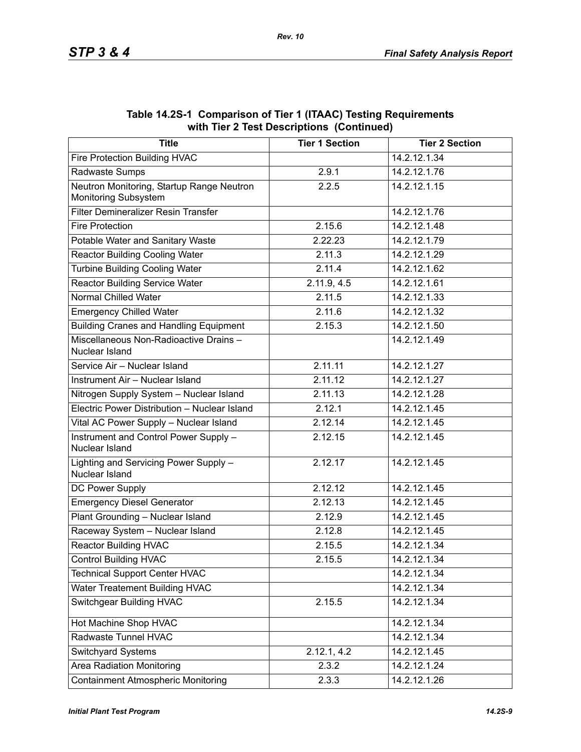**Table 14.2S-1 Comparison of Tier 1 (ITAAC) Testing Requirements with Tier 2 Test Descriptions (Continued)**

| Title | Tier 1 Section | Tier 2 Section |
|---|---|---|
| Fire Protection Building HVAC | | 14.2.12.1.34 |
| Radwaste Sumps | 2.9.1 | 14.2.12.1.76 |
| Neutron Monitoring, Startup Range Neutron Monitoring Subsystem | 2.2.5 | 14.2.12.1.15 |
| Filter Demineralizer Resin Transfer | | 14.2.12.1.76 |
| Fire Protection | 2.15.6 | 14.2.12.1.48 |
| Potable Water and Sanitary Waste | 2.22.23 | 14.2.12.1.79 |
| Reactor Building Cooling Water | 2.11.3 | 14.2.12.1.29 |
| Turbine Building Cooling Water | 2.11.4 | 14.2.12.1.62 |
| Reactor Building Service Water | 2.11.9, 4.5 | 14.2.12.1.61 |
| Normal Chilled Water | 2.11.5 | 14.2.12.1.33 |
| Emergency Chilled Water | 2.11.6 | 14.2.12.1.32 |
| Building Cranes and Handling Equipment | 2.15.3 | 14.2.12.1.50 |
| Miscellaneous Non-Radioactive Drains – Nuclear Island | | 14.2.12.1.49 |
| Service Air – Nuclear Island | 2.11.11 | 14.2.12.1.27 |
| Instrument Air – Nuclear Island | 2.11.12 | 14.2.12.1.27 |
| Nitrogen Supply System – Nuclear Island | 2.11.13 | 14.2.12.1.28 |
| Electric Power Distribution – Nuclear Island | 2.12.1 | 14.2.12.1.45 |
| Vital AC Power Supply – Nuclear Island | 2.12.14 | 14.2.12.1.45 |
| Instrument and Control Power Supply – Nuclear Island | 2.12.15 | 14.2.12.1.45 |
| Lighting and Servicing Power Supply – Nuclear Island | 2.12.17 | 14.2.12.1.45 |
| DC Power Supply | 2.12.12 | 14.2.12.1.45 |
| Emergency Diesel Generator | 2.12.13 | 14.2.12.1.45 |
| Plant Grounding – Nuclear Island | 2.12.9 | 14.2.12.1.45 |
| Raceway System – Nuclear Island | 2.12.8 | 14.2.12.1.45 |
| Reactor Building HVAC | 2.15.5 | 14.2.12.1.34 |
| Control Building HVAC | 2.15.5 | 14.2.12.1.34 |
| Technical Support Center HVAC | | 14.2.12.1.34 |
| Water Treatement Building HVAC | | 14.2.12.1.34 |
| Switchgear Building HVAC | 2.15.5 | 14.2.12.1.34 |
| Hot Machine Shop HVAC | | 14.2.12.1.34 |
| Radwaste Tunnel HVAC | | 14.2.12.1.34 |
| Switchyard Systems | 2.12.1, 4.2 | 14.2.12.1.45 |
| Area Radiation Monitoring | 2.3.2 | 14.2.12.1.24 |
| Containment Atmospheric Monitoring | 2.3.3 | 14.2.12.1.26 |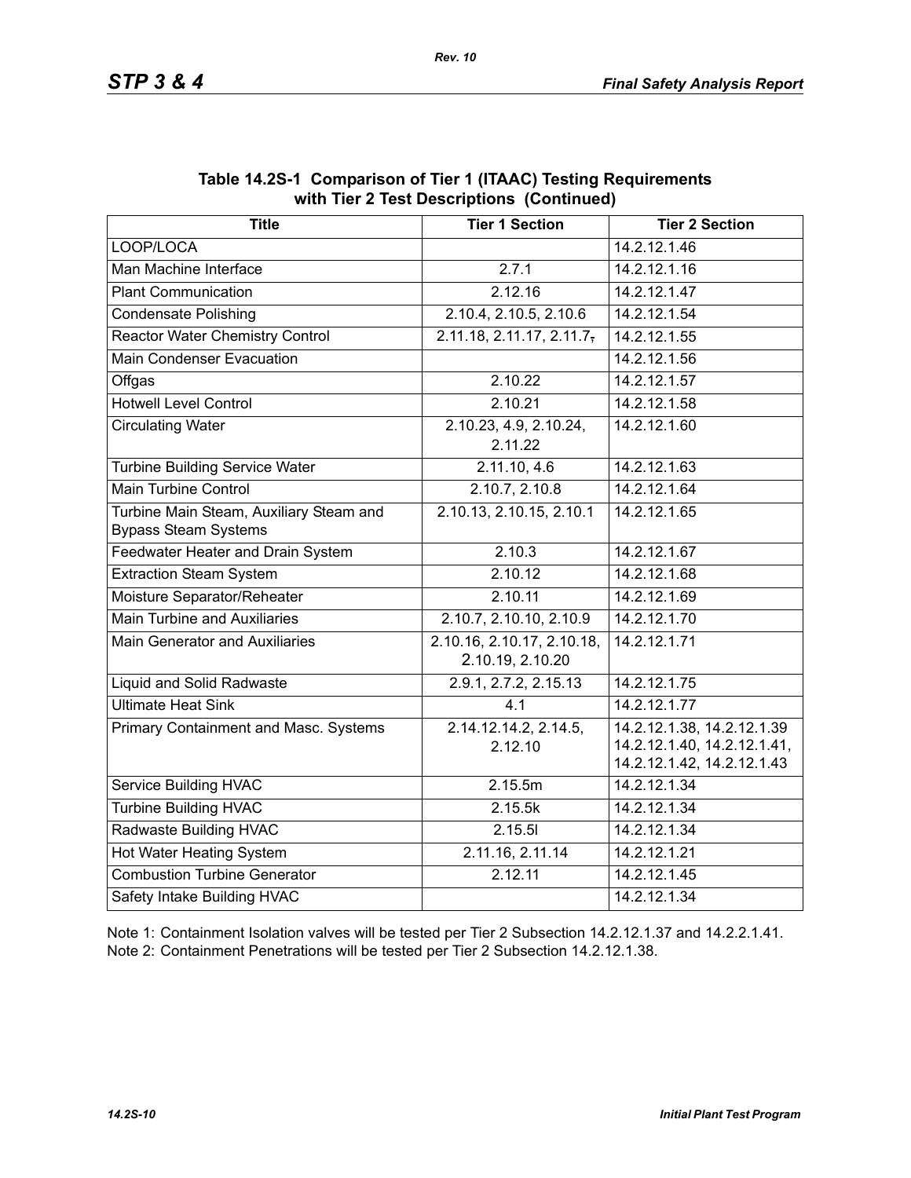**Table 14.2S-1 Comparison of Tier 1 (ITAAC) Testing Requirements with Tier 2 Test Descriptions (Continued)**

| Title | Tier 1 Section | Tier 2 Section |
|---|---|---|
| LOOP/LOCA | | 14.2.12.1.46 |
| Man Machine Interface | 2.7.1 | 14.2.12.1.16 |
| Plant Communication | 2.12.16 | 14.2.12.1.47 |
| Condensate Polishing | 2.10.4, 2.10.5, 2.10.6 | 14.2.12.1.54 |
| Reactor Water Chemistry Control | 2.11.18, 2.11.17, 2.11.7, | 14.2.12.1.55 |
| Main Condenser Evacuation | | 14.2.12.1.56 |
| Offgas | 2.10.22 | 14.2.12.1.57 |
| Hotwell Level Control | 2.10.21 | 14.2.12.1.58 |
| Circulating Water | 2.10.23, 4.9, 2.10.24, 2.11.22 | 14.2.12.1.60 |
| Turbine Building Service Water | 2.11.10, 4.6 | 14.2.12.1.63 |
| Main Turbine Control | 2.10.7, 2.10.8 | 14.2.12.1.64 |
| Turbine Main Steam, Auxiliary Steam and Bypass Steam Systems | 2.10.13, 2.10.15, 2.10.1 | 14.2.12.1.65 |
| Feedwater Heater and Drain System | 2.10.3 | 14.2.12.1.67 |
| Extraction Steam System | 2.10.12 | 14.2.12.1.68 |
| Moisture Separator/Reheater | 2.10.11 | 14.2.12.1.69 |
| Main Turbine and Auxiliaries | 2.10.7, 2.10.10, 2.10.9 | 14.2.12.1.70 |
| Main Generator and Auxiliaries | 2.10.16, 2.10.17, 2.10.18, 2.10.19, 2.10.20 | 14.2.12.1.71 |
| Liquid and Solid Radwaste | 2.9.1, 2.7.2, 2.15.13 | 14.2.12.1.75 |
| Ultimate Heat Sink | 4.1 | 14.2.12.1.77 |
| Primary Containment and Masc. Systems | 2.14.12.14.2, 2.14.5, 2.12.10 | 14.2.12.1.38, 14.2.12.1.39 14.2.12.1.40, 14.2.12.1.41, 14.2.12.1.42, 14.2.12.1.43 |
| Service Building HVAC | 2.15.5m | 14.2.12.1.34 |
| Turbine Building HVAC | 2.15.5k | 14.2.12.1.34 |
| Radwaste Building HVAC | 2.15.5l | 14.2.12.1.34 |
| Hot Water Heating System | 2.11.16, 2.11.14 | 14.2.12.1.21 |
| Combustion Turbine Generator | 2.12.11 | 14.2.12.1.45 |
| Safety Intake Building HVAC | | 14.2.12.1.34 |

Note 1: Containment Isolation valves will be tested per Tier 2 Subsection 14.2.12.1.37 and 14.2.2.1.41.

Note 2: Containment Penetrations will be tested per Tier 2 Subsection 14.2.12.1.38.